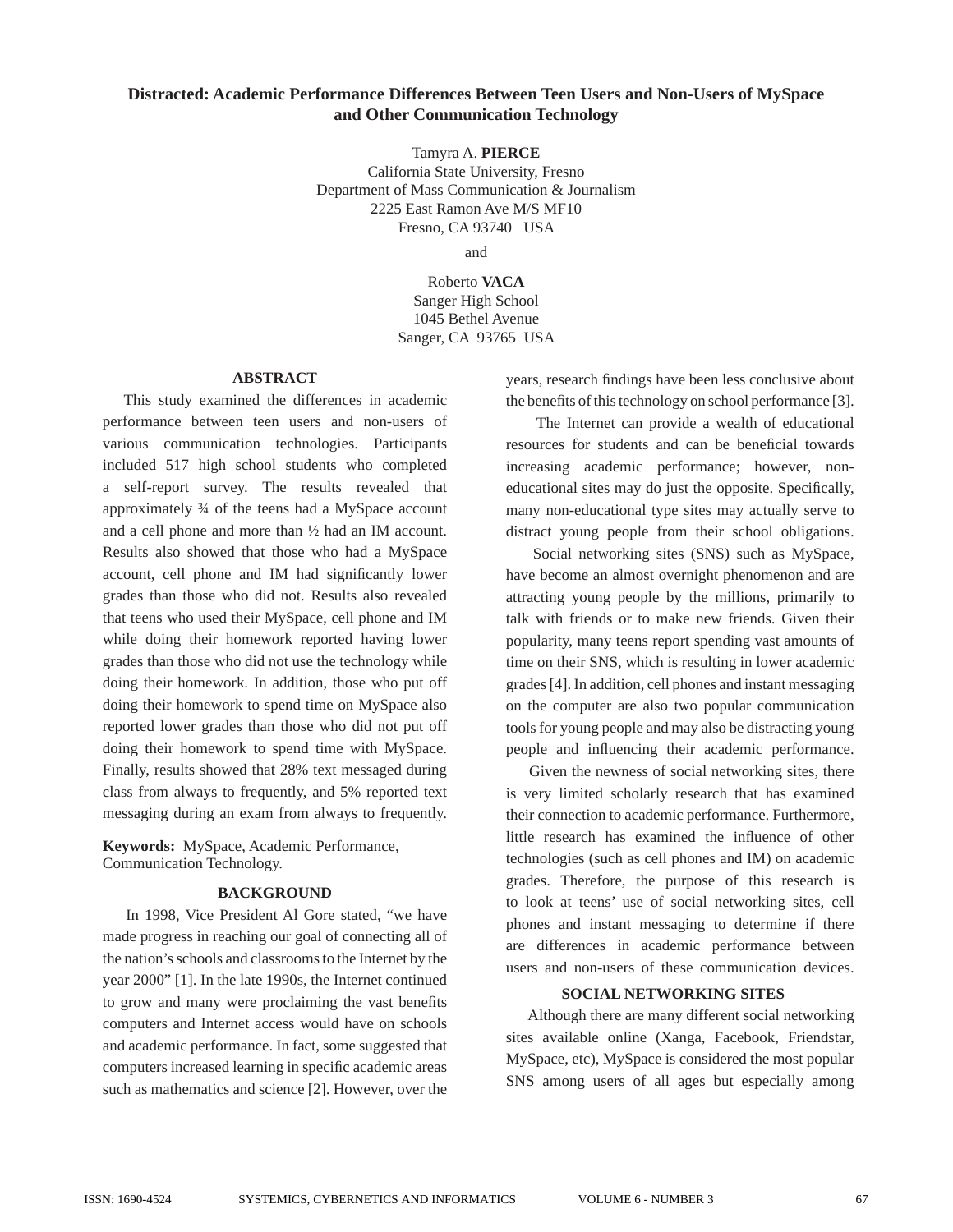# Distracted: Academic Performance Differences Between Teen Users and Non-Users of MySpace and Other Communication Technology

Tamyra A. **PIERCE**
California State University, Fresno
Department of Mass Communication & Journalism
2225 East Ramon Ave M/S MF10
Fresno, CA 93740 USA

and

Roberto **VACA**
Sanger High School
1045 Bethel Avenue
Sanger, CA 93765 USA

## ABSTRACT

This study examined the differences in academic performance between teen users and non-users of various communication technologies. Participants included 517 high school students who completed a self-report survey. The results revealed that approximately ¾ of the teens had a MySpace account and a cell phone and more than ½ had an IM account. Results also showed that those who had a MySpace account, cell phone and IM had significantly lower grades than those who did not. Results also revealed that teens who used their MySpace, cell phone and IM while doing their homework reported having lower grades than those who did not use the technology while doing their homework. In addition, those who put off doing their homework to spend time on MySpace also reported lower grades than those who did not put off doing their homework to spend time with MySpace. Finally, results showed that 28% text messaged during class from always to frequently, and 5% reported text messaging during an exam from always to frequently.

**Keywords:** MySpace, Academic Performance, Communication Technology.

## BACKGROUND

In 1998, Vice President Al Gore stated, "we have made progress in reaching our goal of connecting all of the nation's schools and classrooms to the Internet by the year 2000" [1]. In the late 1990s, the Internet continued to grow and many were proclaiming the vast benefits computers and Internet access would have on schools and academic performance. In fact, some suggested that computers increased learning in specific academic areas such as mathematics and science [2]. However, over the years, research findings have been less conclusive about the benefits of this technology on school performance [3].

The Internet can provide a wealth of educational resources for students and can be beneficial towards increasing academic performance; however, non-educational sites may do just the opposite. Specifically, many non-educational type sites may actually serve to distract young people from their school obligations.

Social networking sites (SNS) such as MySpace, have become an almost overnight phenomenon and are attracting young people by the millions, primarily to talk with friends or to make new friends. Given their popularity, many teens report spending vast amounts of time on their SNS, which is resulting in lower academic grades [4]. In addition, cell phones and instant messaging on the computer are also two popular communication tools for young people and may also be distracting young people and influencing their academic performance.

Given the newness of social networking sites, there is very limited scholarly research that has examined their connection to academic performance. Furthermore, little research has examined the influence of other technologies (such as cell phones and IM) on academic grades. Therefore, the purpose of this research is to look at teens' use of social networking sites, cell phones and instant messaging to determine if there are differences in academic performance between users and non-users of these communication devices.

## SOCIAL NETWORKING SITES

Although there are many different social networking sites available online (Xanga, Facebook, Friendstar, MySpace, etc), MySpace is considered the most popular SNS among users of all ages but especially among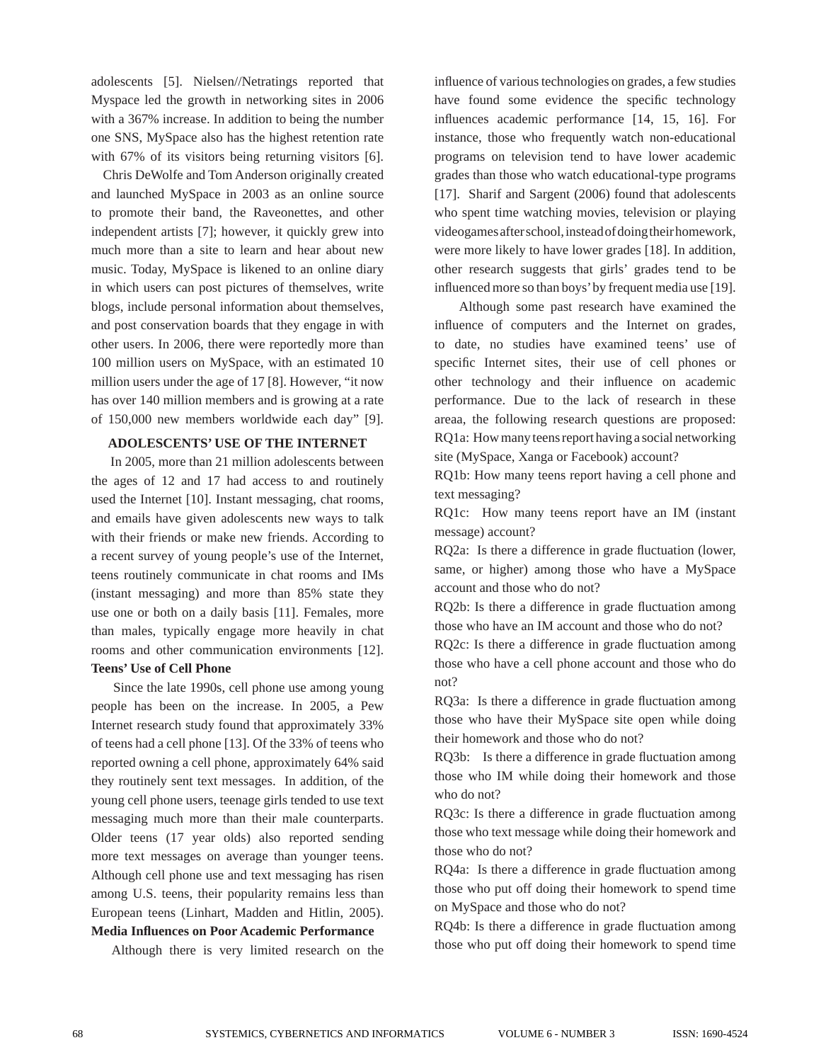adolescents [5]. Nielsen//Netratings reported that Myspace led the growth in networking sites in 2006 with a 367% increase. In addition to being the number one SNS, MySpace also has the highest retention rate with 67% of its visitors being returning visitors [6].

Chris DeWolfe and Tom Anderson originally created and launched MySpace in 2003 as an online source to promote their band, the Raveonettes, and other independent artists [7]; however, it quickly grew into much more than a site to learn and hear about new music. Today, MySpace is likened to an online diary in which users can post pictures of themselves, write blogs, include personal information about themselves, and post conservation boards that they engage in with other users. In 2006, there were reportedly more than 100 million users on MySpace, with an estimated 10 million users under the age of 17 [8]. However, "it now has over 140 million members and is growing at a rate of 150,000 new members worldwide each day" [9].

## ADOLESCENTS' USE OF THE INTERNET

In 2005, more than 21 million adolescents between the ages of 12 and 17 had access to and routinely used the Internet [10]. Instant messaging, chat rooms, and emails have given adolescents new ways to talk with their friends or make new friends. According to a recent survey of young people's use of the Internet, teens routinely communicate in chat rooms and IMs (instant messaging) and more than 85% state they use one or both on a daily basis [11]. Females, more than males, typically engage more heavily in chat rooms and other communication environments [12].

### Teens' Use of Cell Phone

Since the late 1990s, cell phone use among young people has been on the increase. In 2005, a Pew Internet research study found that approximately 33% of teens had a cell phone [13]. Of the 33% of teens who reported owning a cell phone, approximately 64% said they routinely sent text messages. In addition, of the young cell phone users, teenage girls tended to use text messaging much more than their male counterparts. Older teens (17 year olds) also reported sending more text messages on average than younger teens. Although cell phone use and text messaging has risen among U.S. teens, their popularity remains less than European teens (Linhart, Madden and Hitlin, 2005).

### Media Influences on Poor Academic Performance

Although there is very limited research on the influence of various technologies on grades, a few studies have found some evidence the specific technology influences academic performance [14, 15, 16]. For instance, those who frequently watch non-educational programs on television tend to have lower academic grades than those who watch educational-type programs [17]. Sharif and Sargent (2006) found that adolescents who spent time watching movies, television or playing videogames after school, instead of doing their homework, were more likely to have lower grades [18]. In addition, other research suggests that girls' grades tend to be influenced more so than boys' by frequent media use [19].

Although some past research have examined the influence of computers and the Internet on grades, to date, no studies have examined teens' use of specific Internet sites, their use of cell phones or other technology and their influence on academic performance. Due to the lack of research in these areaa, the following research questions are proposed:

RQ1a: How many teens report having a social networking site (MySpace, Xanga or Facebook) account?

RQ1b: How many teens report having a cell phone and text messaging?

RQ1c: How many teens report have an IM (instant message) account?

RQ2a: Is there a difference in grade fluctuation (lower, same, or higher) among those who have a MySpace account and those who do not?

RQ2b: Is there a difference in grade fluctuation among those who have an IM account and those who do not?

RQ2c: Is there a difference in grade fluctuation among those who have a cell phone account and those who do not?

RQ3a: Is there a difference in grade fluctuation among those who have their MySpace site open while doing their homework and those who do not?

RQ3b: Is there a difference in grade fluctuation among those who IM while doing their homework and those who do not?

RQ3c: Is there a difference in grade fluctuation among those who text message while doing their homework and those who do not?

RQ4a: Is there a difference in grade fluctuation among those who put off doing their homework to spend time on MySpace and those who do not?

RQ4b: Is there a difference in grade fluctuation among those who put off doing their homework to spend time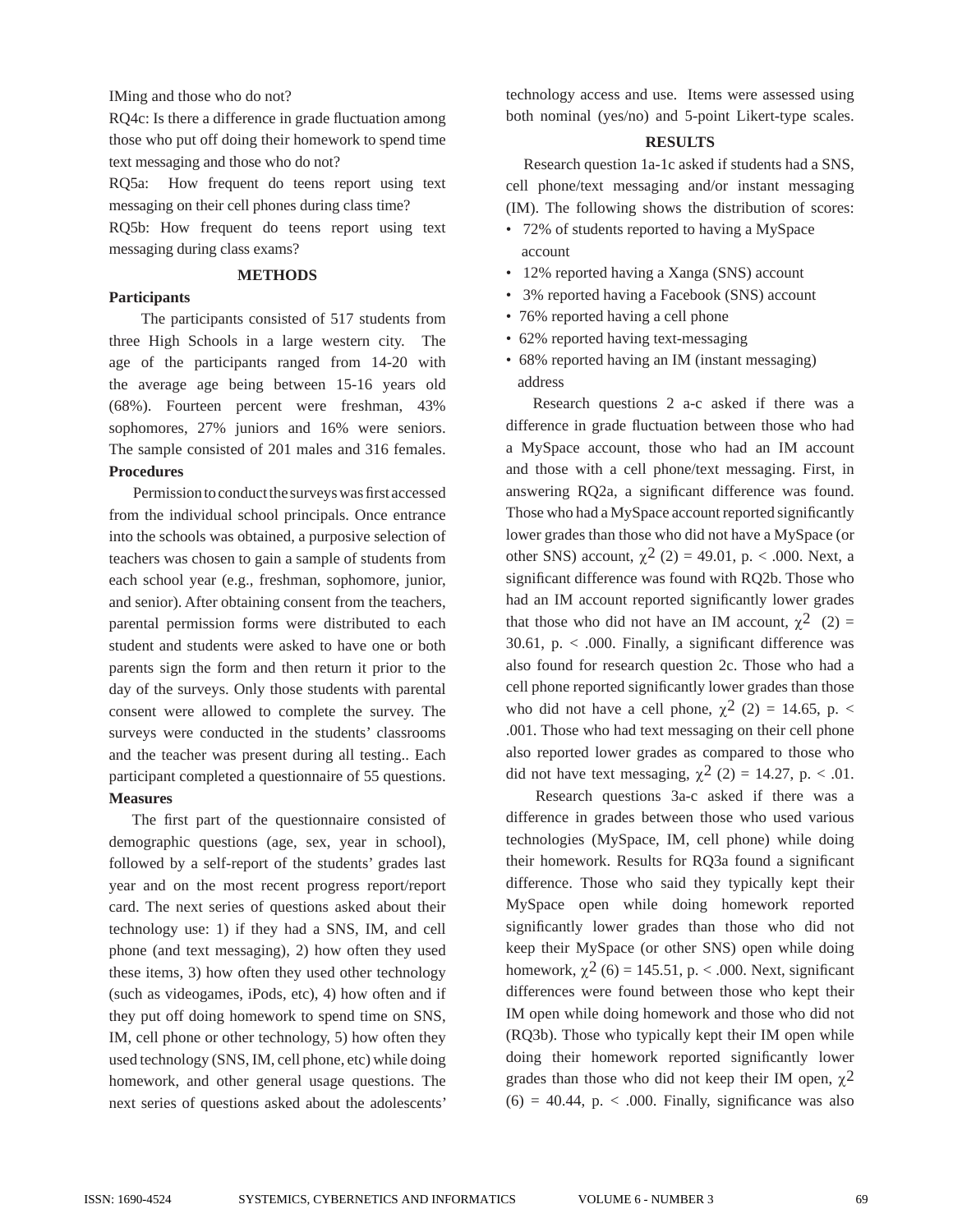IMing and those who do not?

RQ4c: Is there a difference in grade fluctuation among those who put off doing their homework to spend time text messaging and those who do not?

RQ5a: How frequent do teens report using text messaging on their cell phones during class time?

RQ5b: How frequent do teens report using text messaging during class exams?

## METHODS

### Participants

The participants consisted of 517 students from three High Schools in a large western city. The age of the participants ranged from 14-20 with the average age being between 15-16 years old (68%). Fourteen percent were freshman, 43% sophomores, 27% juniors and 16% were seniors. The sample consisted of 201 males and 316 females.

### Procedures

Permission to conduct the surveys was first accessed from the individual school principals. Once entrance into the schools was obtained, a purposive selection of teachers was chosen to gain a sample of students from each school year (e.g., freshman, sophomore, junior, and senior). After obtaining consent from the teachers, parental permission forms were distributed to each student and students were asked to have one or both parents sign the form and then return it prior to the day of the surveys. Only those students with parental consent were allowed to complete the survey. The surveys were conducted in the students' classrooms and the teacher was present during all testing.. Each participant completed a questionnaire of 55 questions.

### Measures

The first part of the questionnaire consisted of demographic questions (age, sex, year in school), followed by a self-report of the students' grades last year and on the most recent progress report/report card. The next series of questions asked about their technology use: 1) if they had a SNS, IM, and cell phone (and text messaging), 2) how often they used these items, 3) how often they used other technology (such as videogames, iPods, etc), 4) how often and if they put off doing homework to spend time on SNS, IM, cell phone or other technology, 5) how often they used technology (SNS, IM, cell phone, etc) while doing homework, and other general usage questions. The next series of questions asked about the adolescents' technology access and use. Items were assessed using both nominal (yes/no) and 5-point Likert-type scales.

## RESULTS

Research question 1a-1c asked if students had a SNS, cell phone/text messaging and/or instant messaging (IM). The following shows the distribution of scores:

- 72% of students reported to having a MySpace account
- 12% reported having a Xanga (SNS) account
- 3% reported having a Facebook (SNS) account
- 76% reported having a cell phone
- 62% reported having text-messaging
- 68% reported having an IM (instant messaging) address

Research questions 2 a-c asked if there was a difference in grade fluctuation between those who had a MySpace account, those who had an IM account and those with a cell phone/text messaging. First, in answering RQ2a, a significant difference was found. Those who had a MySpace account reported significantly lower grades than those who did not have a MySpace (or other SNS) account, $\chi^2$ (2) = 49.01, p. < .000. Next, a significant difference was found with RQ2b. Those who had an IM account reported significantly lower grades that those who did not have an IM account, $\chi^2$ (2) = 30.61, p. < .000. Finally, a significant difference was also found for research question 2c. Those who had a cell phone reported significantly lower grades than those who did not have a cell phone, $\chi^2$ (2) = 14.65, p. < .001. Those who had text messaging on their cell phone also reported lower grades as compared to those who did not have text messaging, $\chi^2$ (2) = 14.27, p. < .01.

Research questions 3a-c asked if there was a difference in grades between those who used various technologies (MySpace, IM, cell phone) while doing their homework. Results for RQ3a found a significant difference. Those who said they typically kept their MySpace open while doing homework reported significantly lower grades than those who did not keep their MySpace (or other SNS) open while doing homework, $\chi^2$ (6) = 145.51, p. < .000. Next, significant differences were found between those who kept their IM open while doing homework and those who did not (RQ3b). Those who typically kept their IM open while doing their homework reported significantly lower grades than those who did not keep their IM open, $\chi^2$ (6) = 40.44, p. < .000. Finally, significance was also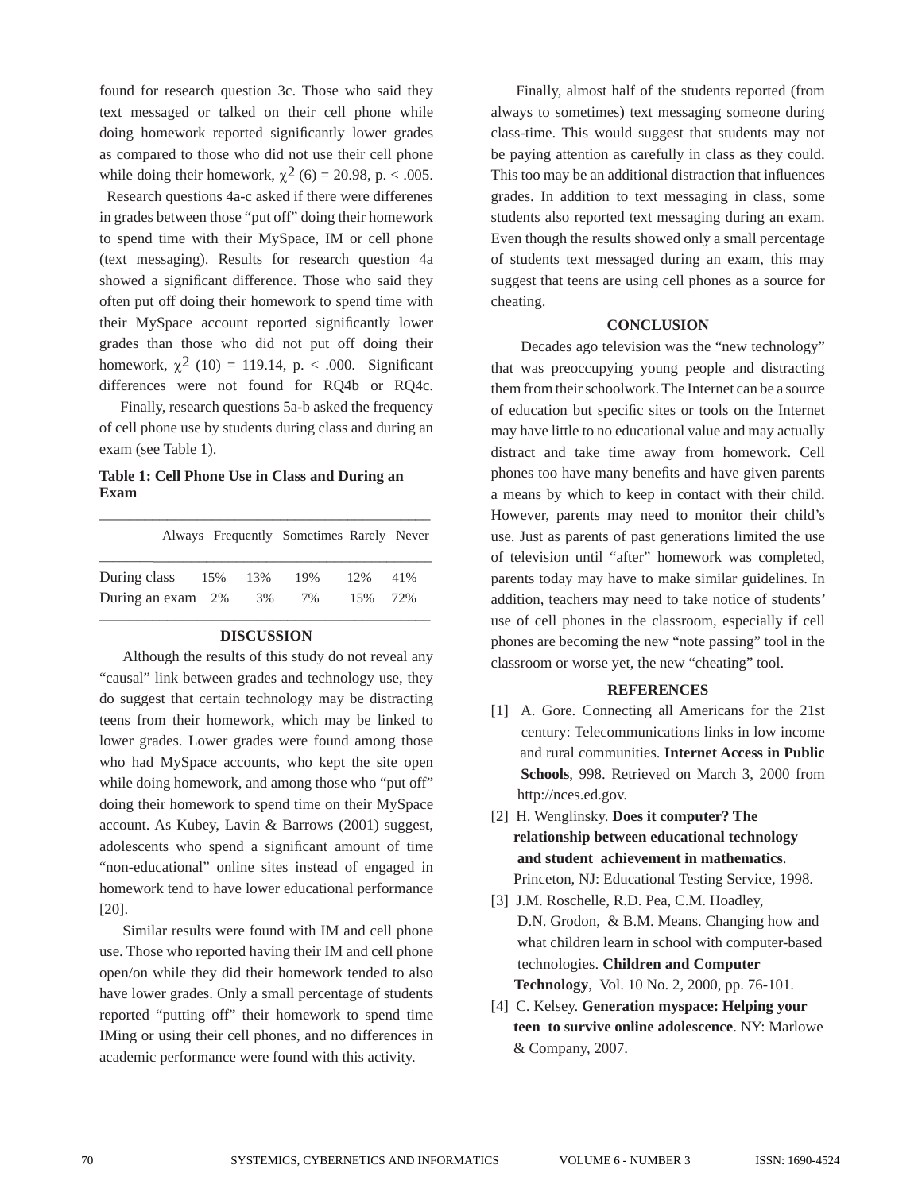found for research question 3c. Those who said they text messaged or talked on their cell phone while doing homework reported significantly lower grades as compared to those who did not use their cell phone while doing their homework, $\chi^2$ (6) = 20.98, p. < .005.

Research questions 4a-c asked if there were differenes in grades between those "put off" doing their homework to spend time with their MySpace, IM or cell phone (text messaging). Results for research question 4a showed a significant difference. Those who said they often put off doing their homework to spend time with their MySpace account reported significantly lower grades than those who did not put off doing their homework, $\chi^2$ (10) = 119.14, p. < .000. Significant differences were not found for RQ4b or RQ4c.

Finally, research questions 5a-b asked the frequency of cell phone use by students during class and during an exam (see Table 1).

**Table 1: Cell Phone Use in Class and During an Exam**

| | Always | Frequently | Sometimes | Rarely | Never |
|---|---|---|---|---|---|
| During class | 15% | 13% | 19% | 12% | 41% |
| During an exam | 2% | 3% | 7% | 15% | 72% |

## DISCUSSION

Although the results of this study do not reveal any "causal" link between grades and technology use, they do suggest that certain technology may be distracting teens from their homework, which may be linked to lower grades. Lower grades were found among those who had MySpace accounts, who kept the site open while doing homework, and among those who "put off" doing their homework to spend time on their MySpace account. As Kubey, Lavin & Barrows (2001) suggest, adolescents who spend a significant amount of time "non-educational" online sites instead of engaged in homework tend to have lower educational performance [20].

Similar results were found with IM and cell phone use. Those who reported having their IM and cell phone open/on while they did their homework tended to also have lower grades. Only a small percentage of students reported "putting off" their homework to spend time IMing or using their cell phones, and no differences in academic performance were found with this activity.

Finally, almost half of the students reported (from always to sometimes) text messaging someone during class-time. This would suggest that students may not be paying attention as carefully in class as they could. This too may be an additional distraction that influences grades. In addition to text messaging in class, some students also reported text messaging during an exam. Even though the results showed only a small percentage of students text messaged during an exam, this may suggest that teens are using cell phones as a source for cheating.

## CONCLUSION

Decades ago television was the "new technology" that was preoccupying young people and distracting them from their schoolwork. The Internet can be a source of education but specific sites or tools on the Internet may have little to no educational value and may actually distract and take time away from homework. Cell phones too have many benefits and have given parents a means by which to keep in contact with their child. However, parents may need to monitor their child's use. Just as parents of past generations limited the use of television until "after" homework was completed, parents today may have to make similar guidelines. In addition, teachers may need to take notice of students' use of cell phones in the classroom, especially if cell phones are becoming the new "note passing" tool in the classroom or worse yet, the new "cheating" tool.

## REFERENCES

[1] A. Gore. Connecting all Americans for the 21st century: Telecommunications links in low income and rural communities. **Internet Access in Public Schools**, 998. Retrieved on March 3, 2000 from http://nces.ed.gov.

[2] H. Wenglinsky. **Does it computer? The relationship between educational technology and student achievement in mathematics**. Princeton, NJ: Educational Testing Service, 1998.

[3] J.M. Roschelle, R.D. Pea, C.M. Hoadley, D.N. Grodon, & B.M. Means. Changing how and what children learn in school with computer-based technologies. **Children and Computer Technology**, Vol. 10 No. 2, 2000, pp. 76-101.

[4] C. Kelsey. **Generation myspace: Helping your teen to survive online adolescence**. NY: Marlowe & Company, 2007.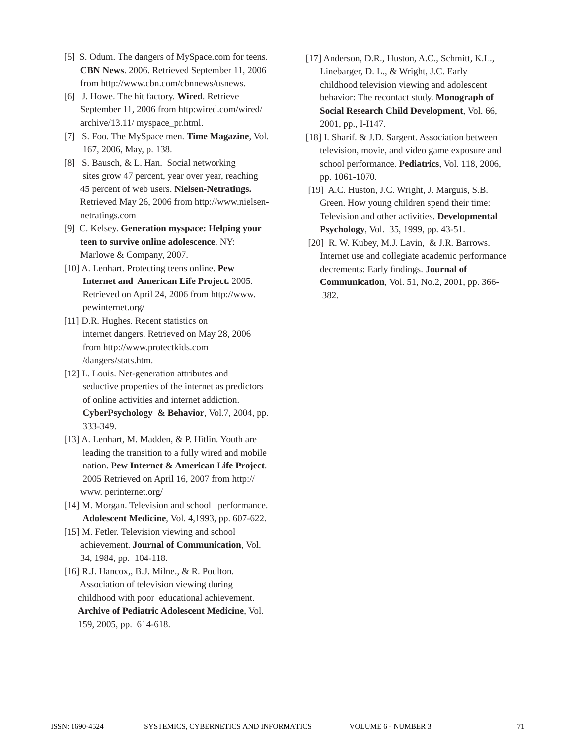[5] S. Odum. The dangers of MySpace.com for teens. **CBN News**. 2006. Retrieved September 11, 2006 from http://www.cbn.com/cbnnews/usnews.

[6] J. Howe. The hit factory. **Wired**. Retrieve September 11, 2006 from http:wired.com/wired/ archive/13.11/ myspace_pr.html.

[7] S. Foo. The MySpace men. **Time Magazine**, Vol. 167, 2006, May, p. 138.

[8] S. Bausch, & L. Han. Social networking sites grow 47 percent, year over year, reaching 45 percent of web users. **Nielsen-Netratings.** Retrieved May 26, 2006 from http://www.nielsen-netratings.com

[9] C. Kelsey. **Generation myspace: Helping your teen to survive online adolescence**. NY: Marlowe & Company, 2007.

[10] A. Lenhart. Protecting teens online. **Pew Internet and American Life Project.** 2005. Retrieved on April 24, 2006 from http://www. pewinternet.org/

[11] D.R. Hughes. Recent statistics on internet dangers. Retrieved on May 28, 2006 from http://www.protectkids.com /dangers/stats.htm.

[12] L. Louis. Net-generation attributes and seductive properties of the internet as predictors of online activities and internet addiction. **CyberPsychology & Behavior**, Vol.7, 2004, pp. 333-349.

[13] A. Lenhart, M. Madden, & P. Hitlin. Youth are leading the transition to a fully wired and mobile nation. **Pew Internet & American Life Project**. 2005 Retrieved on April 16, 2007 from http:// www. perinternet.org/

[14] M. Morgan. Television and school performance. **Adolescent Medicine**, Vol. 4,1993, pp. 607-622.

[15] M. Fetler. Television viewing and school achievement. **Journal of Communication**, Vol. 34, 1984, pp. 104-118.

[16] R.J. Hancox,, B.J. Milne., & R. Poulton. Association of television viewing during childhood with poor educational achievement. **Archive of Pediatric Adolescent Medicine**, Vol. 159, 2005, pp. 614-618.

[17] Anderson, D.R., Huston, A.C., Schmitt, K.L., Linebarger, D. L., & Wright, J.C. Early childhood television viewing and adolescent behavior: The recontact study. **Monograph of Social Research Child Development**, Vol. 66, 2001, pp., I-I147.

[18] I. Sharif. & J.D. Sargent. Association between television, movie, and video game exposure and school performance. **Pediatrics**, Vol. 118, 2006, pp. 1061-1070.

[19] A.C. Huston, J.C. Wright, J. Marguis, S.B. Green. How young children spend their time: Television and other activities. **Developmental Psychology**, Vol. 35, 1999, pp. 43-51.

[20] R. W. Kubey, M.J. Lavin, & J.R. Barrows. Internet use and collegiate academic performance decrements: Early findings. **Journal of Communication**, Vol. 51, No.2, 2001, pp. 366-382.